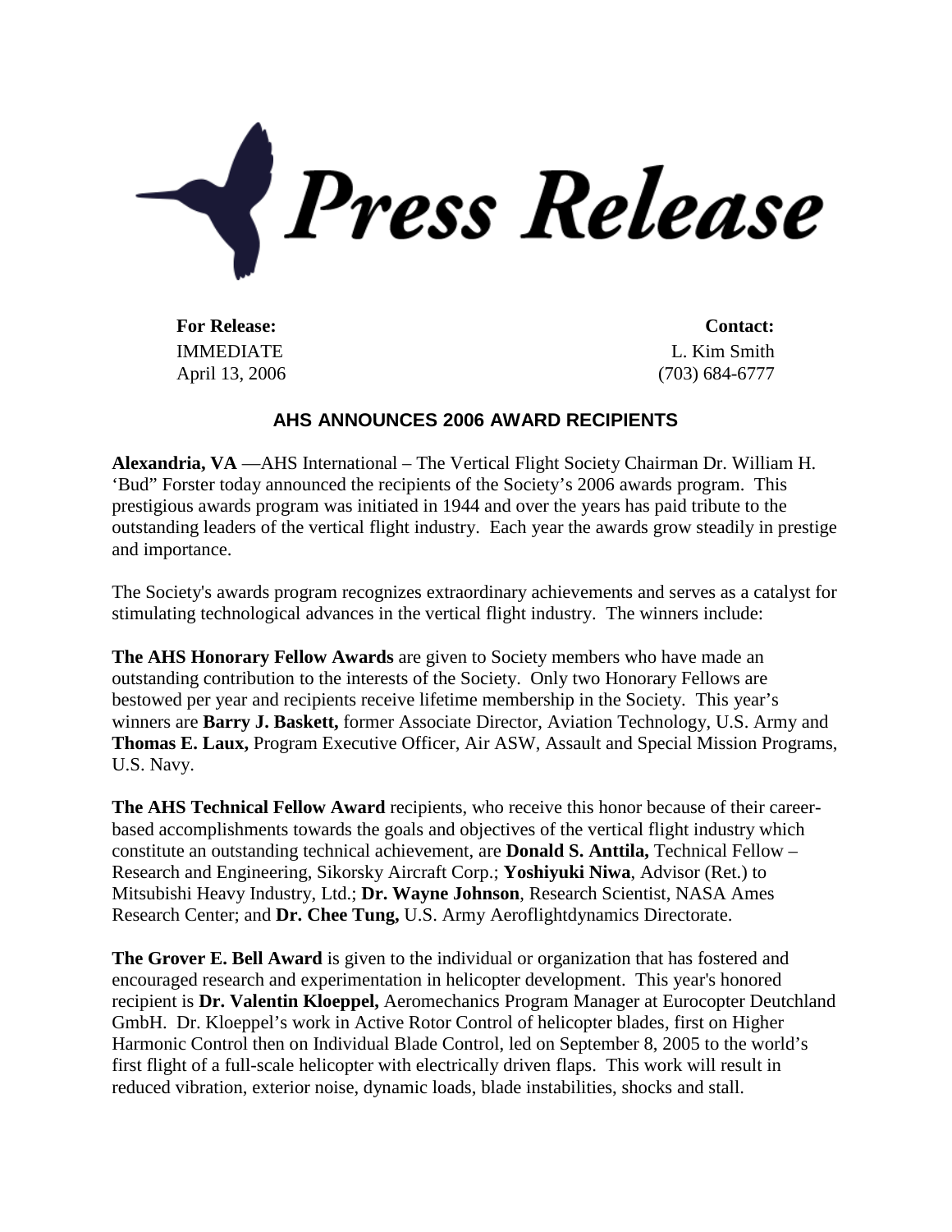# Press Release

**For Release:**
IMMEDIATE
April 13, 2006

**Contact:**
L. Kim Smith
(703) 684-6777

## AHS ANNOUNCES 2006 AWARD RECIPIENTS

**Alexandria, VA** —AHS International – The Vertical Flight Society Chairman Dr. William H. 'Bud" Forster today announced the recipients of the Society's 2006 awards program. This prestigious awards program was initiated in 1944 and over the years has paid tribute to the outstanding leaders of the vertical flight industry. Each year the awards grow steadily in prestige and importance.

The Society's awards program recognizes extraordinary achievements and serves as a catalyst for stimulating technological advances in the vertical flight industry. The winners include:

**The AHS Honorary Fellow Awards** are given to Society members who have made an outstanding contribution to the interests of the Society. Only two Honorary Fellows are bestowed per year and recipients receive lifetime membership in the Society. This year's winners are **Barry J. Baskett,** former Associate Director, Aviation Technology, U.S. Army and **Thomas E. Laux,** Program Executive Officer, Air ASW, Assault and Special Mission Programs, U.S. Navy.

**The AHS Technical Fellow Award** recipients, who receive this honor because of their career-based accomplishments towards the goals and objectives of the vertical flight industry which constitute an outstanding technical achievement, are **Donald S. Anttila,** Technical Fellow – Research and Engineering, Sikorsky Aircraft Corp.; **Yoshiyuki Niwa**, Advisor (Ret.) to Mitsubishi Heavy Industry, Ltd.; **Dr. Wayne Johnson**, Research Scientist, NASA Ames Research Center; and **Dr. Chee Tung,** U.S. Army Aeroflightdynamics Directorate.

**The Grover E. Bell Award** is given to the individual or organization that has fostered and encouraged research and experimentation in helicopter development. This year's honored recipient is **Dr. Valentin Kloeppel,** Aeromechanics Program Manager at Eurocopter Deutchland GmbH. Dr. Kloeppel's work in Active Rotor Control of helicopter blades, first on Higher Harmonic Control then on Individual Blade Control, led on September 8, 2005 to the world's first flight of a full-scale helicopter with electrically driven flaps. This work will result in reduced vibration, exterior noise, dynamic loads, blade instabilities, shocks and stall.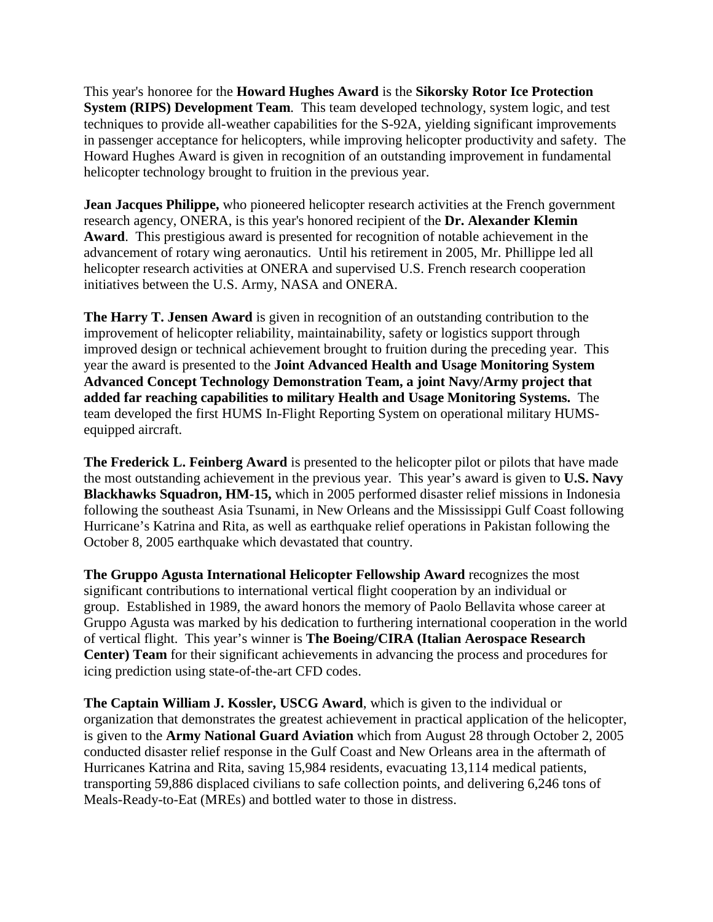This year's honoree for the **Howard Hughes Award** is the **Sikorsky Rotor Ice Protection System (RIPS) Development Team**. This team developed technology, system logic, and test techniques to provide all-weather capabilities for the S-92A, yielding significant improvements in passenger acceptance for helicopters, while improving helicopter productivity and safety. The Howard Hughes Award is given in recognition of an outstanding improvement in fundamental helicopter technology brought to fruition in the previous year.

**Jean Jacques Philippe,** who pioneered helicopter research activities at the French government research agency, ONERA, is this year's honored recipient of the **Dr. Alexander Klemin Award**. This prestigious award is presented for recognition of notable achievement in the advancement of rotary wing aeronautics. Until his retirement in 2005, Mr. Phillippe led all helicopter research activities at ONERA and supervised U.S. French research cooperation initiatives between the U.S. Army, NASA and ONERA.

**The Harry T. Jensen Award** is given in recognition of an outstanding contribution to the improvement of helicopter reliability, maintainability, safety or logistics support through improved design or technical achievement brought to fruition during the preceding year. This year the award is presented to the **Joint Advanced Health and Usage Monitoring System Advanced Concept Technology Demonstration Team, a joint Navy/Army project that added far reaching capabilities to military Health and Usage Monitoring Systems.** The team developed the first HUMS In-Flight Reporting System on operational military HUMS-equipped aircraft.

**The Frederick L. Feinberg Award** is presented to the helicopter pilot or pilots that have made the most outstanding achievement in the previous year. This year's award is given to **U.S. Navy Blackhawks Squadron, HM-15,** which in 2005 performed disaster relief missions in Indonesia following the southeast Asia Tsunami, in New Orleans and the Mississippi Gulf Coast following Hurricane's Katrina and Rita, as well as earthquake relief operations in Pakistan following the October 8, 2005 earthquake which devastated that country.

**The Gruppo Agusta International Helicopter Fellowship Award** recognizes the most significant contributions to international vertical flight cooperation by an individual or group. Established in 1989, the award honors the memory of Paolo Bellavita whose career at Gruppo Agusta was marked by his dedication to furthering international cooperation in the world of vertical flight. This year's winner is **The Boeing/CIRA (Italian Aerospace Research Center) Team** for their significant achievements in advancing the process and procedures for icing prediction using state-of-the-art CFD codes.

**The Captain William J. Kossler, USCG Award**, which is given to the individual or organization that demonstrates the greatest achievement in practical application of the helicopter, is given to the **Army National Guard Aviation** which from August 28 through October 2, 2005 conducted disaster relief response in the Gulf Coast and New Orleans area in the aftermath of Hurricanes Katrina and Rita, saving 15,984 residents, evacuating 13,114 medical patients, transporting 59,886 displaced civilians to safe collection points, and delivering 6,246 tons of Meals-Ready-to-Eat (MREs) and bottled water to those in distress.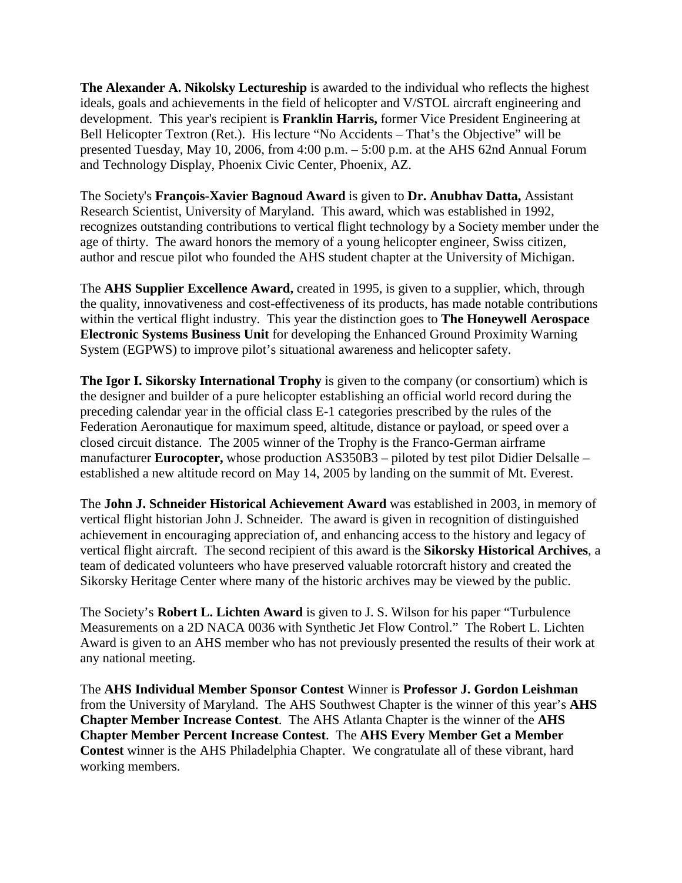**The Alexander A. Nikolsky Lectureship** is awarded to the individual who reflects the highest ideals, goals and achievements in the field of helicopter and V/STOL aircraft engineering and development. This year's recipient is **Franklin Harris,** former Vice President Engineering at Bell Helicopter Textron (Ret.). His lecture "No Accidents – That's the Objective" will be presented Tuesday, May 10, 2006, from 4:00 p.m. – 5:00 p.m. at the AHS 62nd Annual Forum and Technology Display, Phoenix Civic Center, Phoenix, AZ.

The Society's **François-Xavier Bagnoud Award** is given to **Dr. Anubhav Datta,** Assistant Research Scientist, University of Maryland. This award, which was established in 1992, recognizes outstanding contributions to vertical flight technology by a Society member under the age of thirty. The award honors the memory of a young helicopter engineer, Swiss citizen, author and rescue pilot who founded the AHS student chapter at the University of Michigan.

The **AHS Supplier Excellence Award,** created in 1995, is given to a supplier, which, through the quality, innovativeness and cost-effectiveness of its products, has made notable contributions within the vertical flight industry. This year the distinction goes to **The Honeywell Aerospace Electronic Systems Business Unit** for developing the Enhanced Ground Proximity Warning System (EGPWS) to improve pilot's situational awareness and helicopter safety.

**The Igor I. Sikorsky International Trophy** is given to the company (or consortium) which is the designer and builder of a pure helicopter establishing an official world record during the preceding calendar year in the official class E-1 categories prescribed by the rules of the Federation Aeronautique for maximum speed, altitude, distance or payload, or speed over a closed circuit distance. The 2005 winner of the Trophy is the Franco-German airframe manufacturer **Eurocopter,** whose production AS350B3 – piloted by test pilot Didier Delsalle – established a new altitude record on May 14, 2005 by landing on the summit of Mt. Everest.

The **John J. Schneider Historical Achievement Award** was established in 2003, in memory of vertical flight historian John J. Schneider. The award is given in recognition of distinguished achievement in encouraging appreciation of, and enhancing access to the history and legacy of vertical flight aircraft. The second recipient of this award is the **Sikorsky Historical Archives**, a team of dedicated volunteers who have preserved valuable rotorcraft history and created the Sikorsky Heritage Center where many of the historic archives may be viewed by the public.

The Society's **Robert L. Lichten Award** is given to J. S. Wilson for his paper "Turbulence Measurements on a 2D NACA 0036 with Synthetic Jet Flow Control." The Robert L. Lichten Award is given to an AHS member who has not previously presented the results of their work at any national meeting.

The **AHS Individual Member Sponsor Contest** Winner is **Professor J. Gordon Leishman** from the University of Maryland. The AHS Southwest Chapter is the winner of this year's **AHS Chapter Member Increase Contest**. The AHS Atlanta Chapter is the winner of the **AHS Chapter Member Percent Increase Contest**. The **AHS Every Member Get a Member Contest** winner is the AHS Philadelphia Chapter. We congratulate all of these vibrant, hard working members.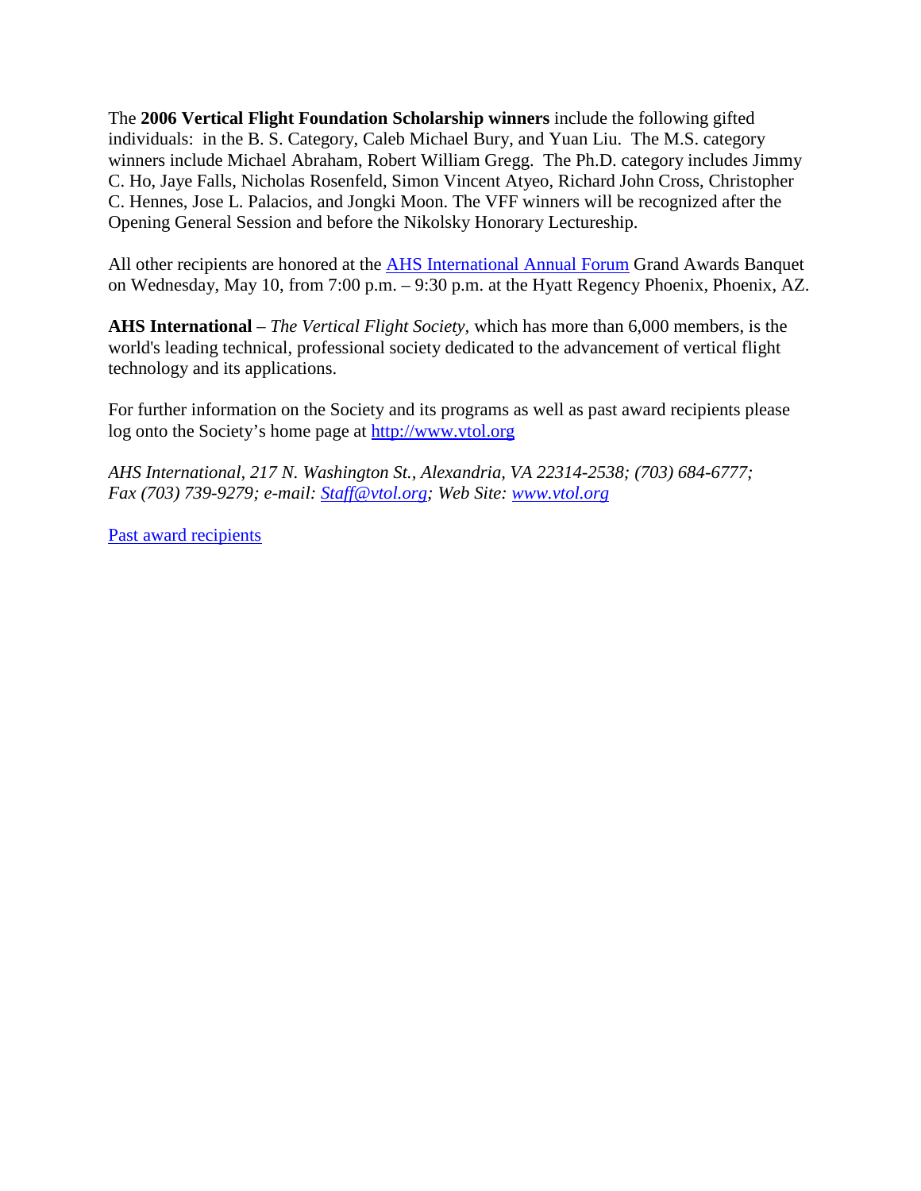The **2006 Vertical Flight Foundation Scholarship winners** include the following gifted individuals: in the B. S. Category, Caleb Michael Bury, and Yuan Liu. The M.S. category winners include Michael Abraham, Robert William Gregg. The Ph.D. category includes Jimmy C. Ho, Jaye Falls, Nicholas Rosenfeld, Simon Vincent Atyeo, Richard John Cross, Christopher C. Hennes, Jose L. Palacios, and Jongki Moon. The VFF winners will be recognized after the Opening General Session and before the Nikolsky Honorary Lectureship.

All other recipients are honored at the AHS International Annual Forum Grand Awards Banquet on Wednesday, May 10, from 7:00 p.m. – 9:30 p.m. at the Hyatt Regency Phoenix, Phoenix, AZ.

**AHS International** – *The Vertical Flight Society*, which has more than 6,000 members, is the world's leading technical, professional society dedicated to the advancement of vertical flight technology and its applications.

For further information on the Society and its programs as well as past award recipients please log onto the Society's home page at http://www.vtol.org

*AHS International, 217 N. Washington St., Alexandria, VA 22314-2538; (703) 684-6777; Fax (703) 739-9279; e-mail: Staff@vtol.org; Web Site: www.vtol.org*

Past award recipients